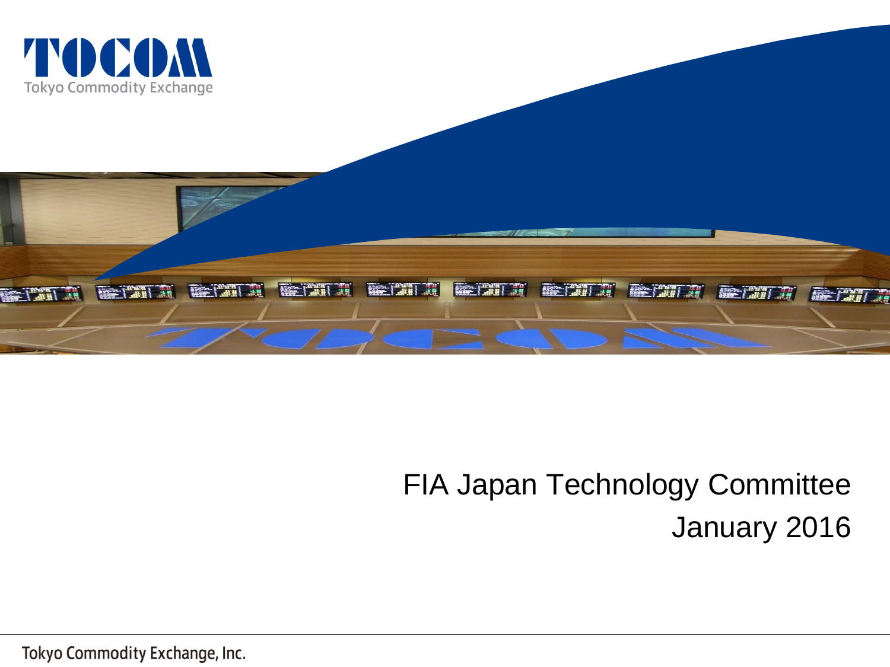TOCOM

Tokyo Commodity Exchange

# FIA Japan Technology Committee

January 2016

Tokyo Commodity Exchange, Inc.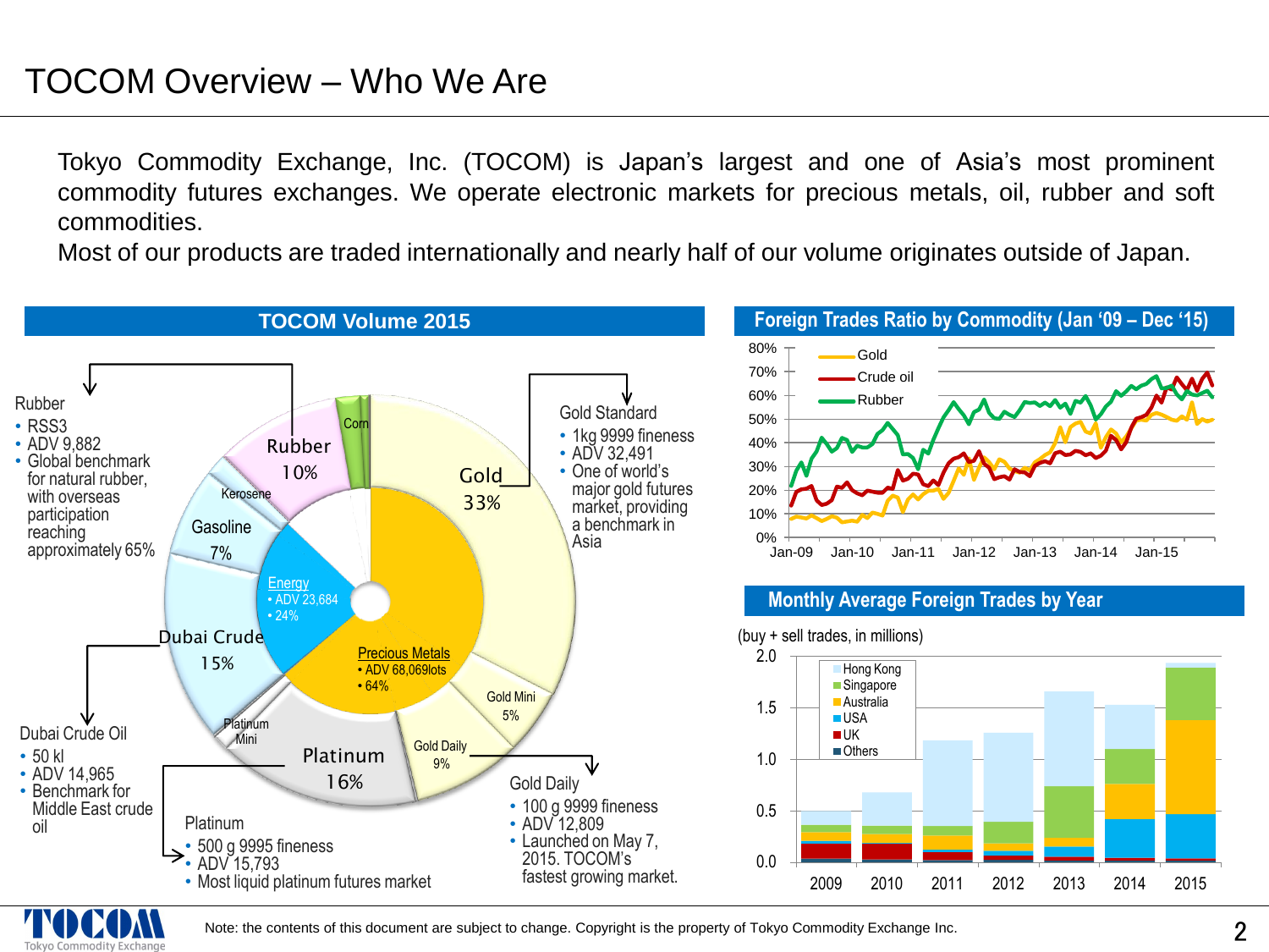# TOCOM Overview – Who We Are

Tokyo Commodity Exchange, Inc. (TOCOM) is Japan's largest and one of Asia's most prominent commodity futures exchanges. We operate electronic markets for precious metals, oil, rubber and soft commodities.

Most of our products are traded internationally and nearly half of our volume originates outside of Japan.

## TOCOM Volume 2015

- Gold 33%
- Gold Mini 5%
- Gold Daily 9%
- Platinum 16%
- Platinum Mini
- Dubai Crude 15%
- Gasoline 7%
- Kerosene
- Rubber 10%
- Corn

Precious Metals
- ADV 68,069lots
- 64%

Energy
- ADV 23,684
- 24%

Rubber
- RSS3
- ADV 9,882
- Global benchmark for natural rubber, with overseas participation reaching approximately 65%

Gold Standard
- 1kg 9999 fineness
- ADV 32,491
- One of world's major gold futures market, providing a benchmark in Asia

Dubai Crude Oil
- 50 kl
- ADV 14,965
- Benchmark for Middle East crude oil

Platinum
- 500 g 9995 fineness
- ADV 15,793
- Most liquid platinum futures market

Gold Daily
- 100 g 9999 fineness
- ADV 12,809
- Launched on May 7, 2015. TOCOM's fastest growing market.

## Foreign Trades Ratio by Commodity (Jan '09 – Dec '15)

Series: Gold, Crude oil, Rubber (0%–80%, Jan-09 to Jan-15)

## Monthly Average Foreign Trades by Year

(buy + sell trades, in millions)

Series: Hong Kong, Singapore, Australia, USA, UK, Others (2009–2015, 0.0–2.0)

Note: the contents of this document are subject to change. Copyright is the property of Tokyo Commodity Exchange Inc.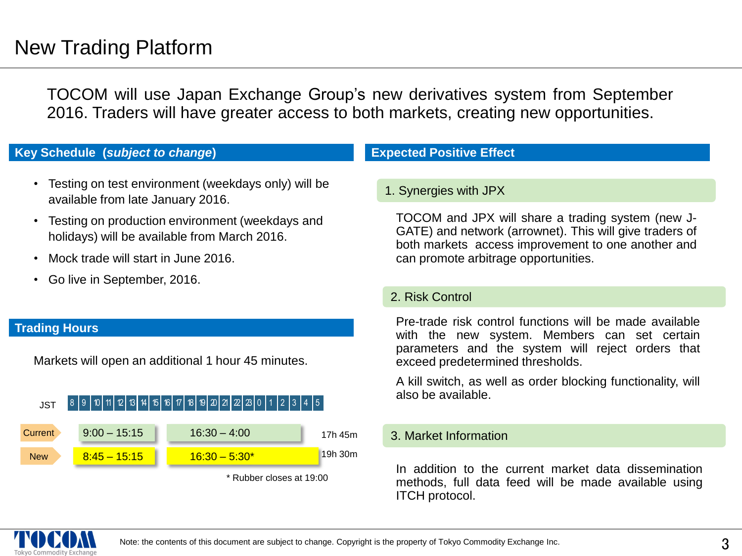# New Trading Platform

TOCOM will use Japan Exchange Group's new derivatives system from September 2016. Traders will have greater access to both markets, creating new opportunities.

## Key Schedule (*subject to change*)

- Testing on test environment (weekdays only) will be available from late January 2016.
- Testing on production environment (weekdays and holidays) will be available from March 2016.
- Mock trade will start in June 2016.
- Go live in September, 2016.

## Trading Hours

Markets will open an additional 1 hour 45 minutes.

| JST | Day Session | Night Session | Total |
|---|---|---|---|
| Current | 9:00 – 15:15 | 16:30 – 4:00 | 17h 45m |
| New | 8:45 – 15:15 | 16:30 – 5:30* | 19h 30m |

\* Rubber closes at 19:00

## Expected Positive Effect

### 1. Synergies with JPX

TOCOM and JPX will share a trading system (new J-GATE) and network (arrownet). This will give traders of both markets access improvement to one another and can promote arbitrage opportunities.

### 2. Risk Control

Pre-trade risk control functions will be made available with the new system. Members can set certain parameters and the system will reject orders that exceed predetermined thresholds.

A kill switch, as well as order blocking functionality, will also be available.

### 3. Market Information

In addition to the current market data dissemination methods, full data feed will be made available using ITCH protocol.

Note: the contents of this document are subject to change. Copyright is the property of Tokyo Commodity Exchange Inc.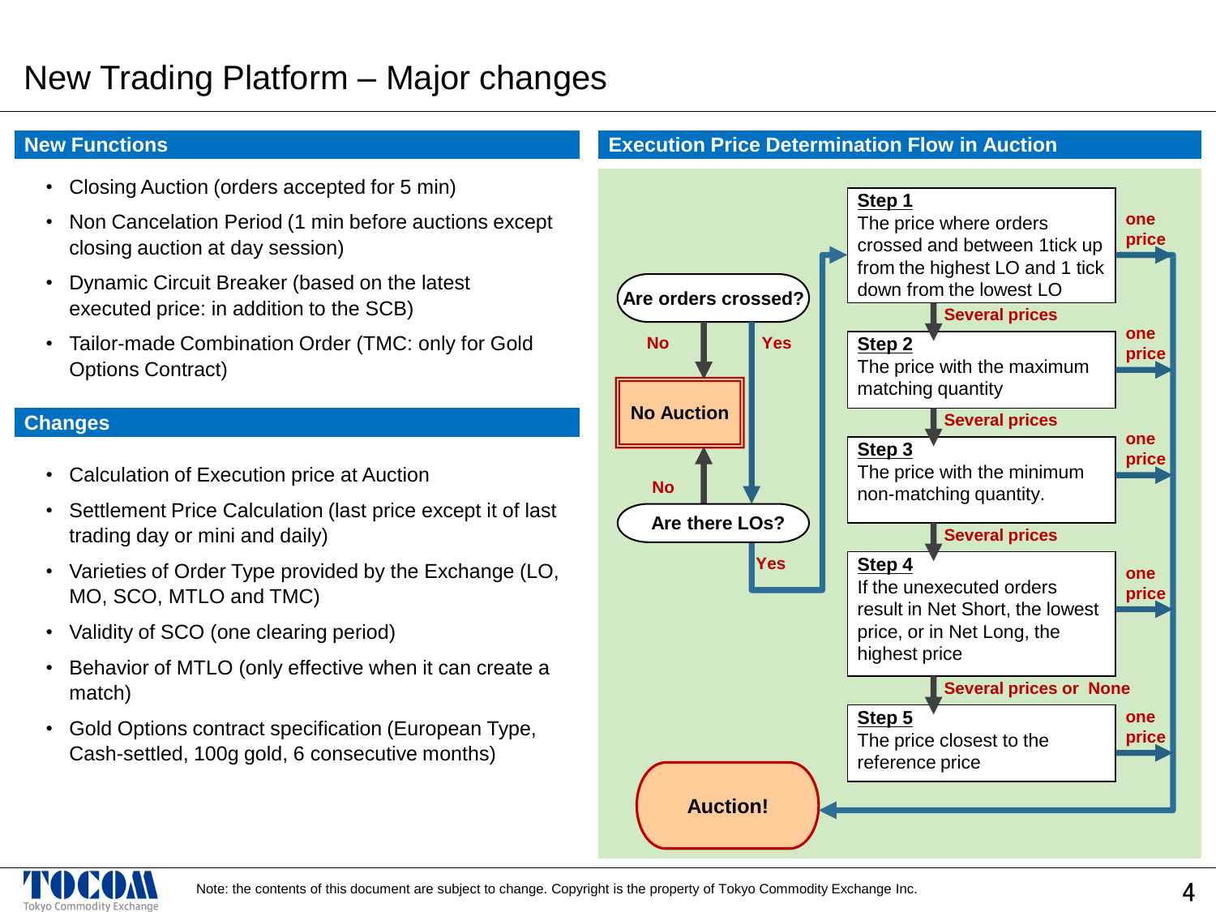# New Trading Platform – Major changes

## New Functions

- Closing Auction (orders accepted for 5 min)
- Non Cancelation Period (1 min before auctions except closing auction at day session)
- Dynamic Circuit Breaker (based on the latest executed price: in addition to the SCB)
- Tailor-made Combination Order (TMC: only for Gold Options Contract)

## Changes

- Calculation of Execution price at Auction
- Settlement Price Calculation (last price except it of last trading day or mini and daily)
- Varieties of Order Type provided by the Exchange (LO, MO, SCO, MTLO and TMC)
- Validity of SCO (one clearing period)
- Behavior of MTLO (only effective when it can create a match)
- Gold Options contract specification (European Type, Cash-settled, 100g gold, 6 consecutive months)

## Execution Price Determination Flow in Auction

Are orders crossed?
- No → No Auction
- Yes → Are there LOs?
  - No → No Auction
  - Yes → Step 1

**Step 1**
The price where orders crossed and between 1tick up from the highest LO and 1 tick down from the lowest LO
- one price → Auction!
- Several prices → Step 2

**Step 2**
The price with the maximum matching quantity
- one price → Auction!
- Several prices → Step 3

**Step 3**
The price with the minimum non-matching quantity.
- one price → Auction!
- Several prices → Step 4

**Step 4**
If the unexecuted orders result in Net Short, the lowest price, or in Net Long, the highest price
- one price → Auction!
- Several prices or None → Step 5

**Step 5**
The price closest to the reference price
- one price → Auction!

Note: the contents of this document are subject to change. Copyright is the property of Tokyo Commodity Exchange Inc.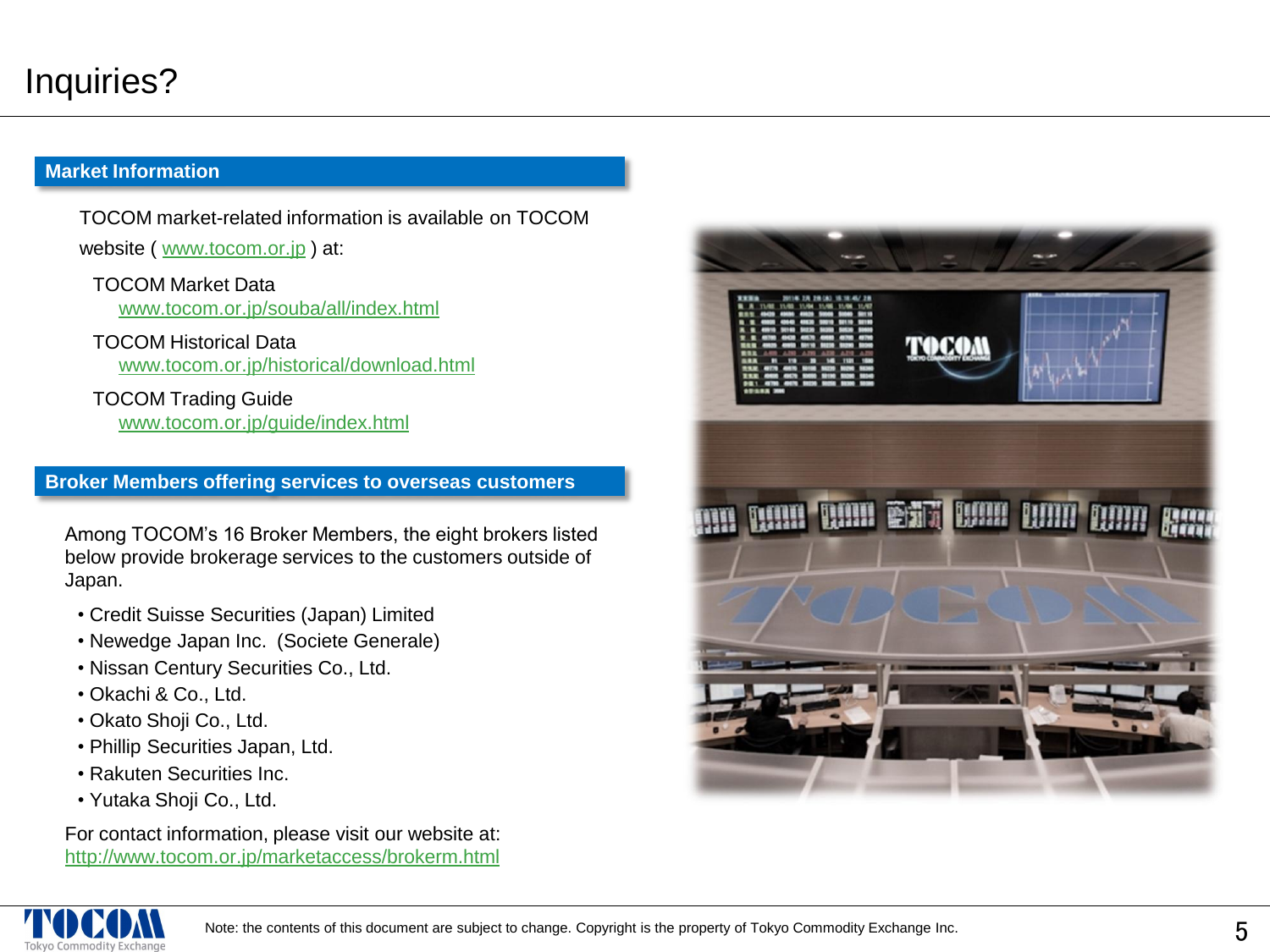# Inquiries?

## Market Information

TOCOM market-related information is available on TOCOM website ( www.tocom.or.jp ) at:

TOCOM Market Data
www.tocom.or.jp/souba/all/index.html

TOCOM Historical Data
www.tocom.or.jp/historical/download.html

TOCOM Trading Guide
www.tocom.or.jp/guide/index.html

## Broker Members offering services to overseas customers

Among TOCOM's 16 Broker Members, the eight brokers listed below provide brokerage services to the customers outside of Japan.

- Credit Suisse Securities (Japan) Limited
- Newedge Japan Inc. (Societe Generale)
- Nissan Century Securities Co., Ltd.
- Okachi & Co., Ltd.
- Okato Shoji Co., Ltd.
- Phillip Securities Japan, Ltd.
- Rakuten Securities Inc.
- Yutaka Shoji Co., Ltd.

For contact information, please visit our website at:
http://www.tocom.or.jp/marketaccess/brokerm.html

Note: the contents of this document are subject to change. Copyright is the property of Tokyo Commodity Exchange Inc.